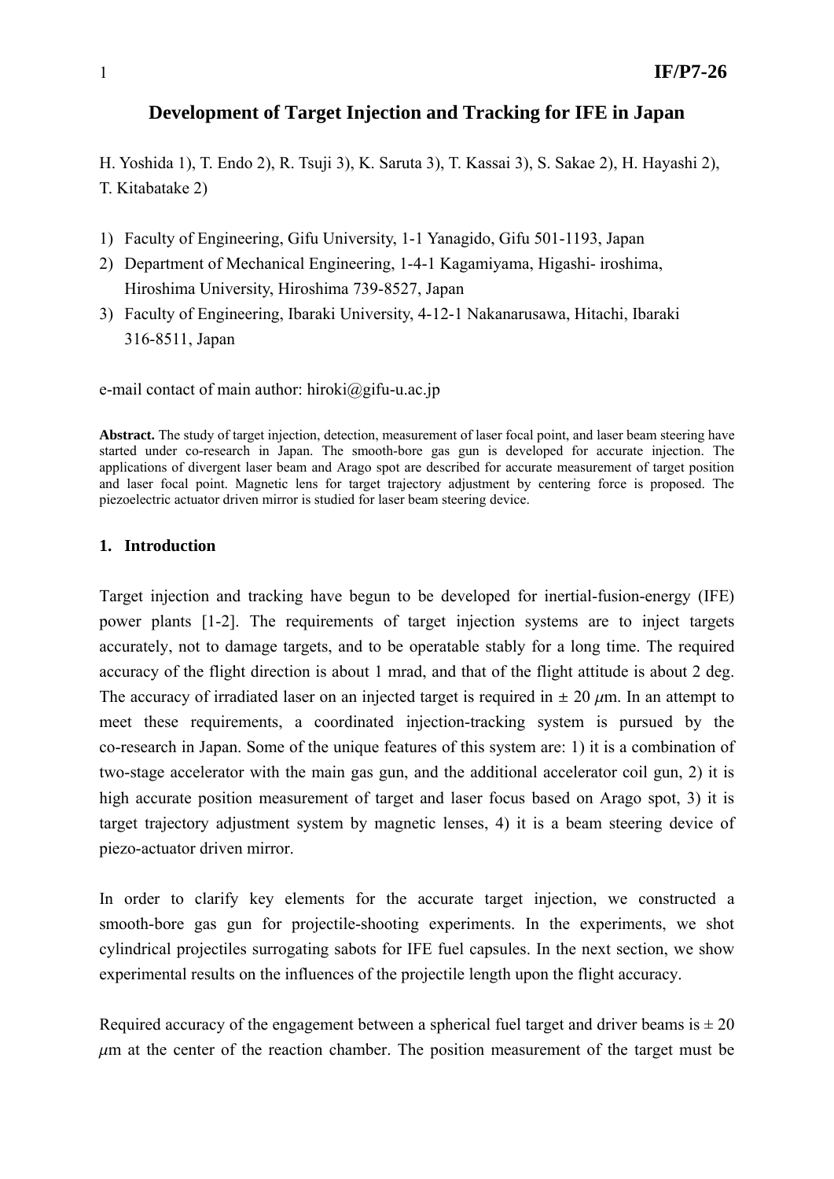# Development of Target Injection and Tracking for IFE in Japan

H. Yoshida 1), T. Endo 2), R. Tsuji 3), K. Saruta 3), T. Kassai 3), S. Sakae 2), H. Hayashi 2), T. Kitabatake 2)

1) Faculty of Engineering, Gifu University, 1-1 Yanagido, Gifu 501-1193, Japan
2) Department of Mechanical Engineering, 1-4-1 Kagamiyama, Higashi- iroshima, Hiroshima University, Hiroshima 739-8527, Japan
3) Faculty of Engineering, Ibaraki University, 4-12-1 Nakanarusawa, Hitachi, Ibaraki 316-8511, Japan

e-mail contact of main author: hiroki@gifu-u.ac.jp

**Abstract.** The study of target injection, detection, measurement of laser focal point, and laser beam steering have started under co-research in Japan. The smooth-bore gas gun is developed for accurate injection. The applications of divergent laser beam and Arago spot are described for accurate measurement of target position and laser focal point. Magnetic lens for target trajectory adjustment by centering force is proposed. The piezoelectric actuator driven mirror is studied for laser beam steering device.

## 1. Introduction

Target injection and tracking have begun to be developed for inertial-fusion-energy (IFE) power plants [1-2]. The requirements of target injection systems are to inject targets accurately, not to damage targets, and to be operatable stably for a long time. The required accuracy of the flight direction is about 1 mrad, and that of the flight attitude is about 2 deg. The accuracy of irradiated laser on an injected target is required in ± 20 $\mu$m. In an attempt to meet these requirements, a coordinated injection-tracking system is pursued by the co-research in Japan. Some of the unique features of this system are: 1) it is a combination of two-stage accelerator with the main gas gun, and the additional accelerator coil gun, 2) it is high accurate position measurement of target and laser focus based on Arago spot, 3) it is target trajectory adjustment system by magnetic lenses, 4) it is a beam steering device of piezo-actuator driven mirror.

In order to clarify key elements for the accurate target injection, we constructed a smooth-bore gas gun for projectile-shooting experiments. In the experiments, we shot cylindrical projectiles surrogating sabots for IFE fuel capsules. In the next section, we show experimental results on the influences of the projectile length upon the flight accuracy.

Required accuracy of the engagement between a spherical fuel target and driver beams is ± 20 $\mu$m at the center of the reaction chamber. The position measurement of the target must be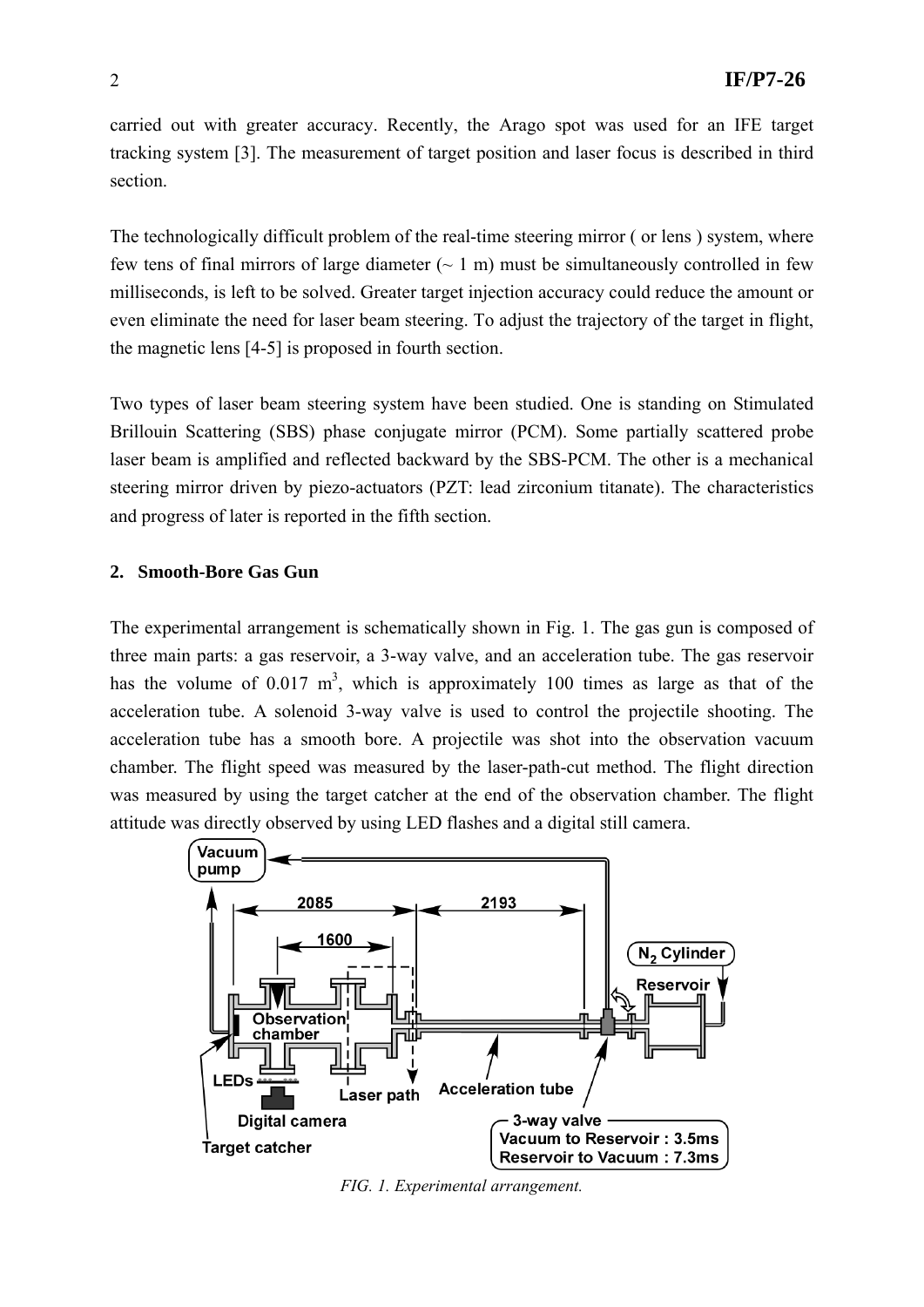carried out with greater accuracy. Recently, the Arago spot was used for an IFE target tracking system [3]. The measurement of target position and laser focus is described in third section.

The technologically difficult problem of the real-time steering mirror ( or lens ) system, where few tens of final mirrors of large diameter (~ 1 m) must be simultaneously controlled in few milliseconds, is left to be solved. Greater target injection accuracy could reduce the amount or even eliminate the need for laser beam steering. To adjust the trajectory of the target in flight, the magnetic lens [4-5] is proposed in fourth section.

Two types of laser beam steering system have been studied. One is standing on Stimulated Brillouin Scattering (SBS) phase conjugate mirror (PCM). Some partially scattered probe laser beam is amplified and reflected backward by the SBS-PCM. The other is a mechanical steering mirror driven by piezo-actuators (PZT: lead zirconium titanate). The characteristics and progress of later is reported in the fifth section.

## 2. Smooth-Bore Gas Gun

The experimental arrangement is schematically shown in Fig. 1. The gas gun is composed of three main parts: a gas reservoir, a 3-way valve, and an acceleration tube. The gas reservoir has the volume of 0.017 $m^3$, which is approximately 100 times as large as that of the acceleration tube. A solenoid 3-way valve is used to control the projectile shooting. The acceleration tube has a smooth bore. A projectile was shot into the observation vacuum chamber. The flight speed was measured by the laser-path-cut method. The flight direction was measured by using the target catcher at the end of the observation chamber. The flight attitude was directly observed by using LED flashes and a digital still camera.

*FIG. 1. Experimental arrangement.*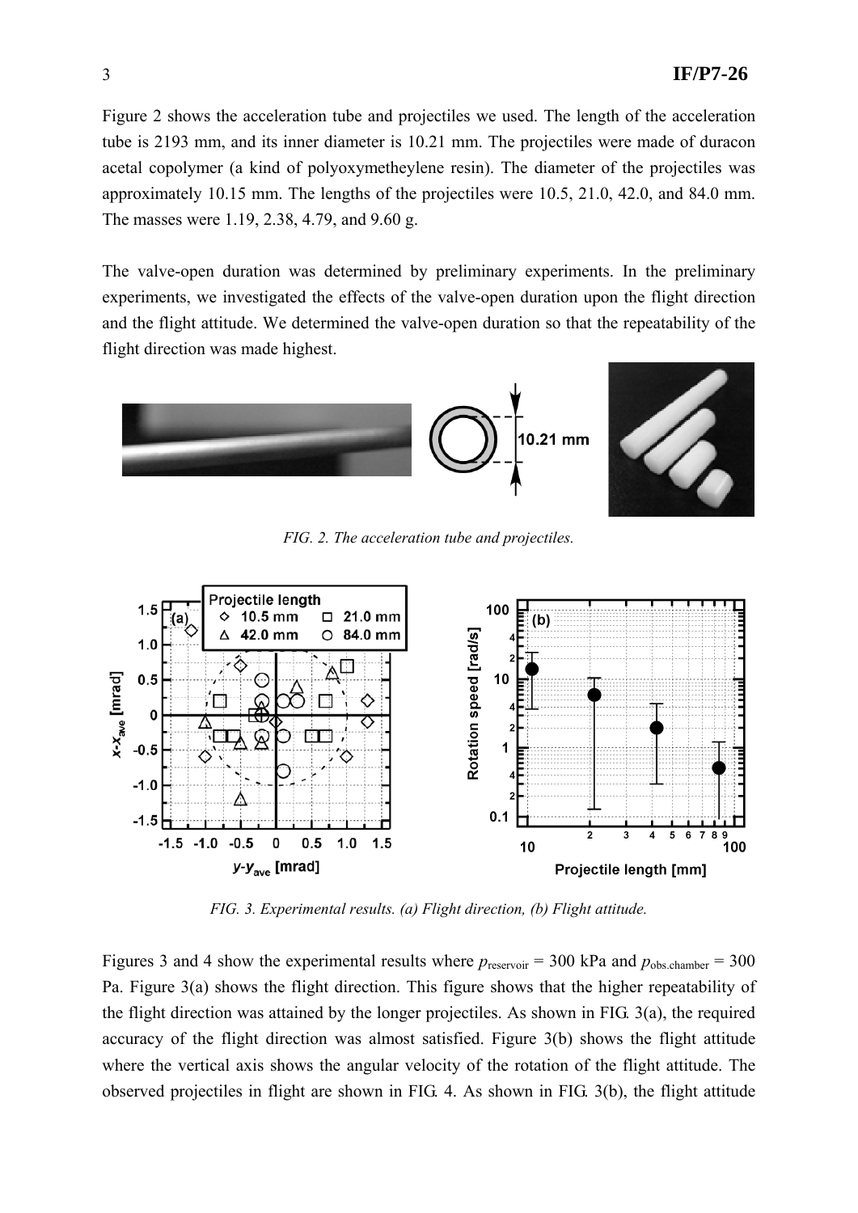Figure 2 shows the acceleration tube and projectiles we used. The length of the acceleration tube is 2193 mm, and its inner diameter is 10.21 mm. The projectiles were made of duracon acetal copolymer (a kind of polyoxymetheylene resin). The diameter of the projectiles was approximately 10.15 mm. The lengths of the projectiles were 10.5, 21.0, 42.0, and 84.0 mm. The masses were 1.19, 2.38, 4.79, and 9.60 g.

The valve-open duration was determined by preliminary experiments. In the preliminary experiments, we investigated the effects of the valve-open duration upon the flight direction and the flight attitude. We determined the valve-open duration so that the repeatability of the flight direction was made highest.

*FIG. 2. The acceleration tube and projectiles.*

*FIG. 3. Experimental results. (a) Flight direction, (b) Flight attitude.*

Figures 3 and 4 show the experimental results where $p_{reservoir}$ = 300 kPa and $p_{obs.chamber}$ = 300 Pa. Figure 3(a) shows the flight direction. This figure shows that the higher repeatability of the flight direction was attained by the longer projectiles. As shown in FIG. 3(a), the required accuracy of the flight direction was almost satisfied. Figure 3(b) shows the flight attitude where the vertical axis shows the angular velocity of the rotation of the flight attitude. The observed projectiles in flight are shown in FIG. 4. As shown in FIG. 3(b), the flight attitude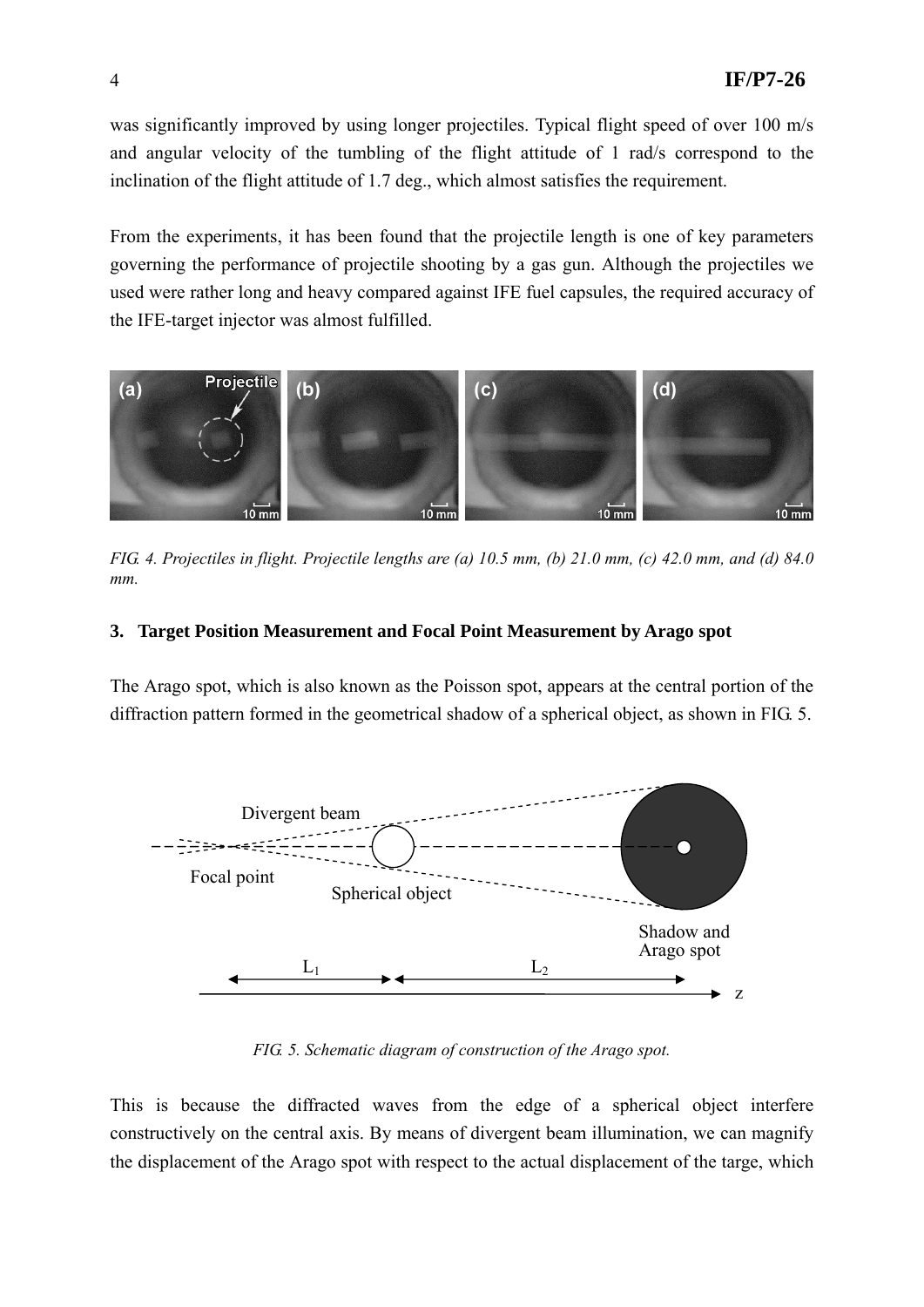was significantly improved by using longer projectiles. Typical flight speed of over 100 m/s and angular velocity of the tumbling of the flight attitude of 1 rad/s correspond to the inclination of the flight attitude of 1.7 deg., which almost satisfies the requirement.

From the experiments, it has been found that the projectile length is one of key parameters governing the performance of projectile shooting by a gas gun. Although the projectiles we used were rather long and heavy compared against IFE fuel capsules, the required accuracy of the IFE-target injector was almost fulfilled.

*FIG. 4. Projectiles in flight. Projectile lengths are (a) 10.5 mm, (b) 21.0 mm, (c) 42.0 mm, and (d) 84.0 mm.*

## 3. Target Position Measurement and Focal Point Measurement by Arago spot

The Arago spot, which is also known as the Poisson spot, appears at the central portion of the diffraction pattern formed in the geometrical shadow of a spherical object, as shown in FIG. 5.

*FIG. 5. Schematic diagram of construction of the Arago spot.*

This is because the diffracted waves from the edge of a spherical object interfere constructively on the central axis. By means of divergent beam illumination, we can magnify the displacement of the Arago spot with respect to the actual displacement of the targe, which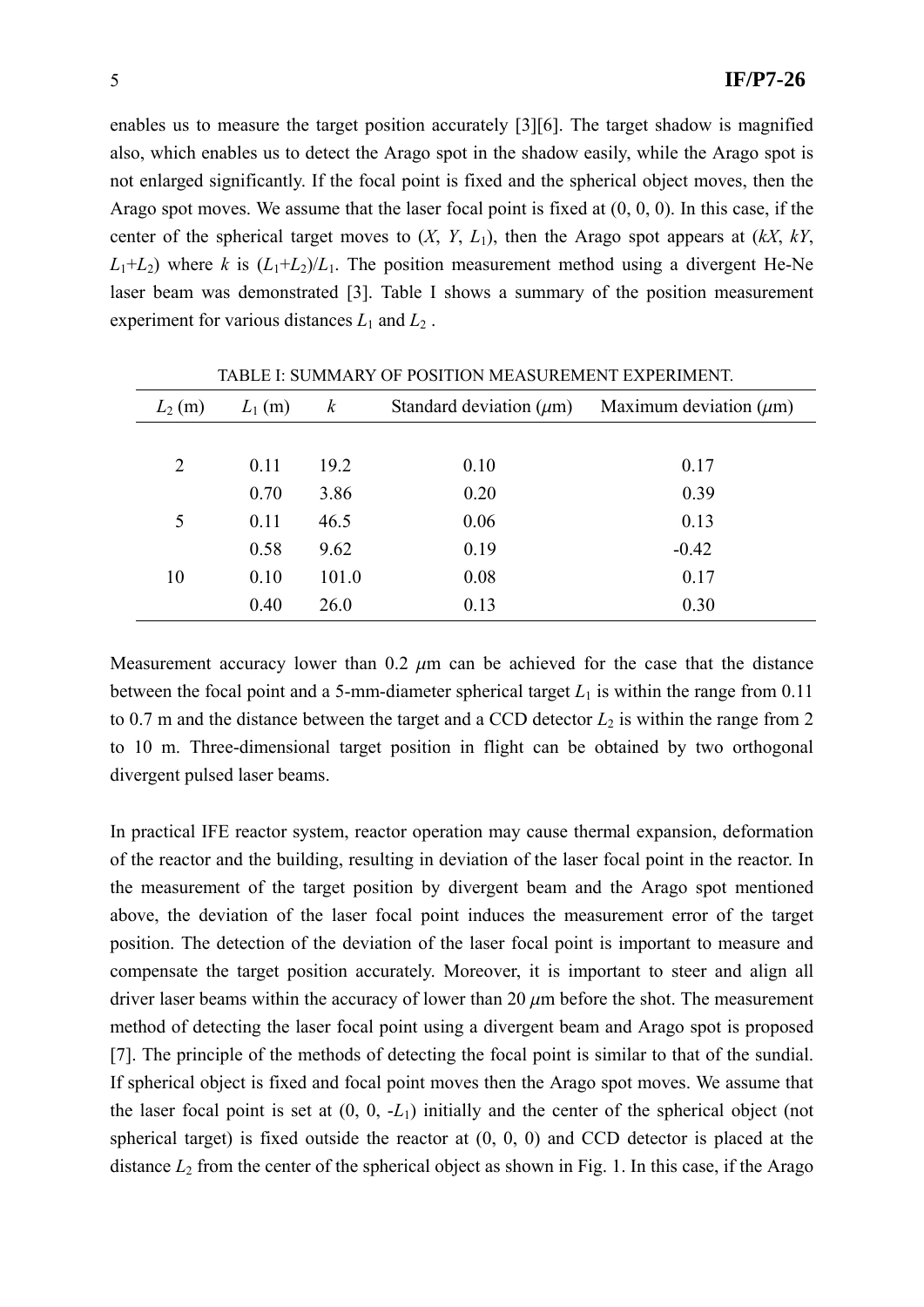enables us to measure the target position accurately [3][6]. The target shadow is magnified also, which enables us to detect the Arago spot in the shadow easily, while the Arago spot is not enlarged significantly. If the focal point is fixed and the spherical object moves, then the Arago spot moves. We assume that the laser focal point is fixed at (0, 0, 0). In this case, if the center of the spherical target moves to ($X$, $Y$, $L_1$), then the Arago spot appears at ($kX$, $kY$, $L_1$+$L_2$) where $k$ is ($L_1$+$L_2$)/$L_1$. The position measurement method using a divergent He-Ne laser beam was demonstrated [3]. Table I shows a summary of the position measurement experiment for various distances $L_1$ and $L_2$ .

TABLE I: SUMMARY OF POSITION MEASUREMENT EXPERIMENT.

| $L_2$ (m) | $L_1$ (m) | $k$ | Standard deviation ($\mu$m) | Maximum deviation ($\mu$m) |
|---|---|---|---|---|
| 2 | 0.11 | 19.2 | 0.10 | 0.17 |
| | 0.70 | 3.86 | 0.20 | 0.39 |
| 5 | 0.11 | 46.5 | 0.06 | 0.13 |
| | 0.58 | 9.62 | 0.19 | -0.42 |
| 10 | 0.10 | 101.0 | 0.08 | 0.17 |
| | 0.40 | 26.0 | 0.13 | 0.30 |

Measurement accuracy lower than 0.2 $\mu$m can be achieved for the case that the distance between the focal point and a 5-mm-diameter spherical target $L_1$ is within the range from 0.11 to 0.7 m and the distance between the target and a CCD detector $L_2$ is within the range from 2 to 10 m. Three-dimensional target position in flight can be obtained by two orthogonal divergent pulsed laser beams.

In practical IFE reactor system, reactor operation may cause thermal expansion, deformation of the reactor and the building, resulting in deviation of the laser focal point in the reactor. In the measurement of the target position by divergent beam and the Arago spot mentioned above, the deviation of the laser focal point induces the measurement error of the target position. The detection of the deviation of the laser focal point is important to measure and compensate the target position accurately. Moreover, it is important to steer and align all driver laser beams within the accuracy of lower than 20 $\mu$m before the shot. The measurement method of detecting the laser focal point using a divergent beam and Arago spot is proposed [7]. The principle of the methods of detecting the focal point is similar to that of the sundial. If spherical object is fixed and focal point moves then the Arago spot moves. We assume that the laser focal point is set at (0, 0, -$L_1$) initially and the center of the spherical object (not spherical target) is fixed outside the reactor at (0, 0, 0) and CCD detector is placed at the distance $L_2$ from the center of the spherical object as shown in Fig. 1. In this case, if the Arago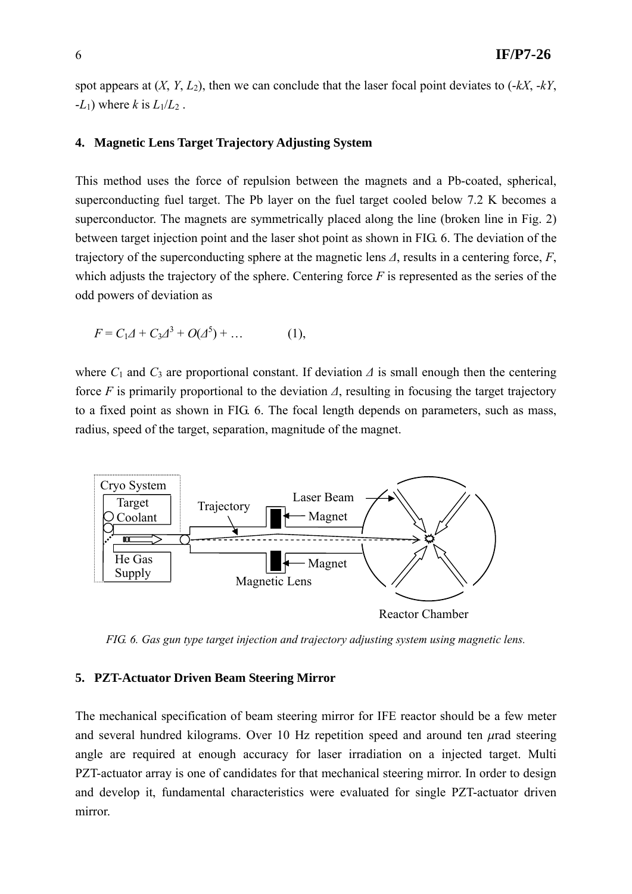spot appears at ($X$, $Y$, $L_2$), then we can conclude that the laser focal point deviates to ($-kX$, $-kY$, $-L_1$) where $k$ is $L_1/L_2$ .

## 4. Magnetic Lens Target Trajectory Adjusting System

This method uses the force of repulsion between the magnets and a Pb-coated, spherical, superconducting fuel target. The Pb layer on the fuel target cooled below 7.2 K becomes a superconductor. The magnets are symmetrically placed along the line (broken line in Fig. 2) between target injection point and the laser shot point as shown in FIG. 6. The deviation of the trajectory of the superconducting sphere at the magnetic lens $\Delta$, results in a centering force, $F$, which adjusts the trajectory of the sphere. Centering force $F$ is represented as the series of the odd powers of deviation as

$$F = C_1\Delta + C_3\Delta^3 + O(\Delta^5) + \ldots \qquad (1),$$

where $C_1$ and $C_3$ are proportional constant. If deviation $\Delta$ is small enough then the centering force $F$ is primarily proportional to the deviation $\Delta$, resulting in focusing the target trajectory to a fixed point as shown in FIG. 6. The focal length depends on parameters, such as mass, radius, speed of the target, separation, magnitude of the magnet.

*FIG. 6. Gas gun type target injection and trajectory adjusting system using magnetic lens.*

## 5. PZT-Actuator Driven Beam Steering Mirror

The mechanical specification of beam steering mirror for IFE reactor should be a few meter and several hundred kilograms. Over 10 Hz repetition speed and around ten $\mu$rad steering angle are required at enough accuracy for laser irradiation on a injected target. Multi PZT-actuator array is one of candidates for that mechanical steering mirror. In order to design and develop it, fundamental characteristics were evaluated for single PZT-actuator driven mirror.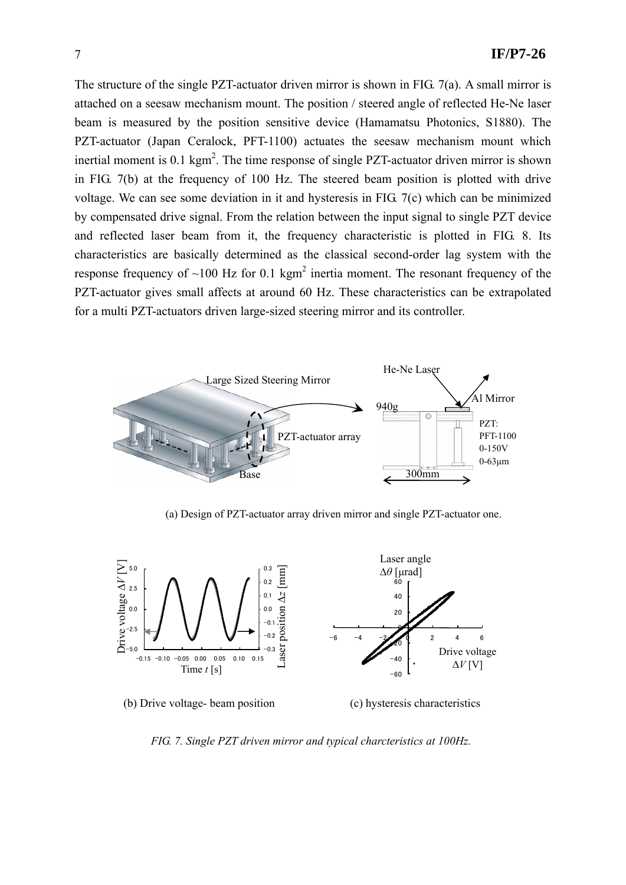The structure of the single PZT-actuator driven mirror is shown in FIG. 7(a). A small mirror is attached on a seesaw mechanism mount. The position / steered angle of reflected He-Ne laser beam is measured by the position sensitive device (Hamamatsu Photonics, S1880). The PZT-actuator (Japan Ceralock, PFT-1100) actuates the seesaw mechanism mount which inertial moment is 0.1 kgm$^2$. The time response of single PZT-actuator driven mirror is shown in FIG. 7(b) at the frequency of 100 Hz. The steered beam position is plotted with drive voltage. We can see some deviation in it and hysteresis in FIG. 7(c) which can be minimized by compensated drive signal. From the relation between the input signal to single PZT device and reflected laser beam from it, the frequency characteristic is plotted in FIG. 8. Its characteristics are basically determined as the classical second-order lag system with the response frequency of ~100 Hz for 0.1 kgm$^2$ inertia moment. The resonant frequency of the PZT-actuator gives small affects at around 60 Hz. These characteristics can be extrapolated for a multi PZT-actuators driven large-sized steering mirror and its controller.

(a) Design of PZT-actuator array driven mirror and single PZT-actuator one.

(b) Drive voltage- beam position

(c) hysteresis characteristics

*FIG. 7. Single PZT driven mirror and typical charcteristics at 100Hz.*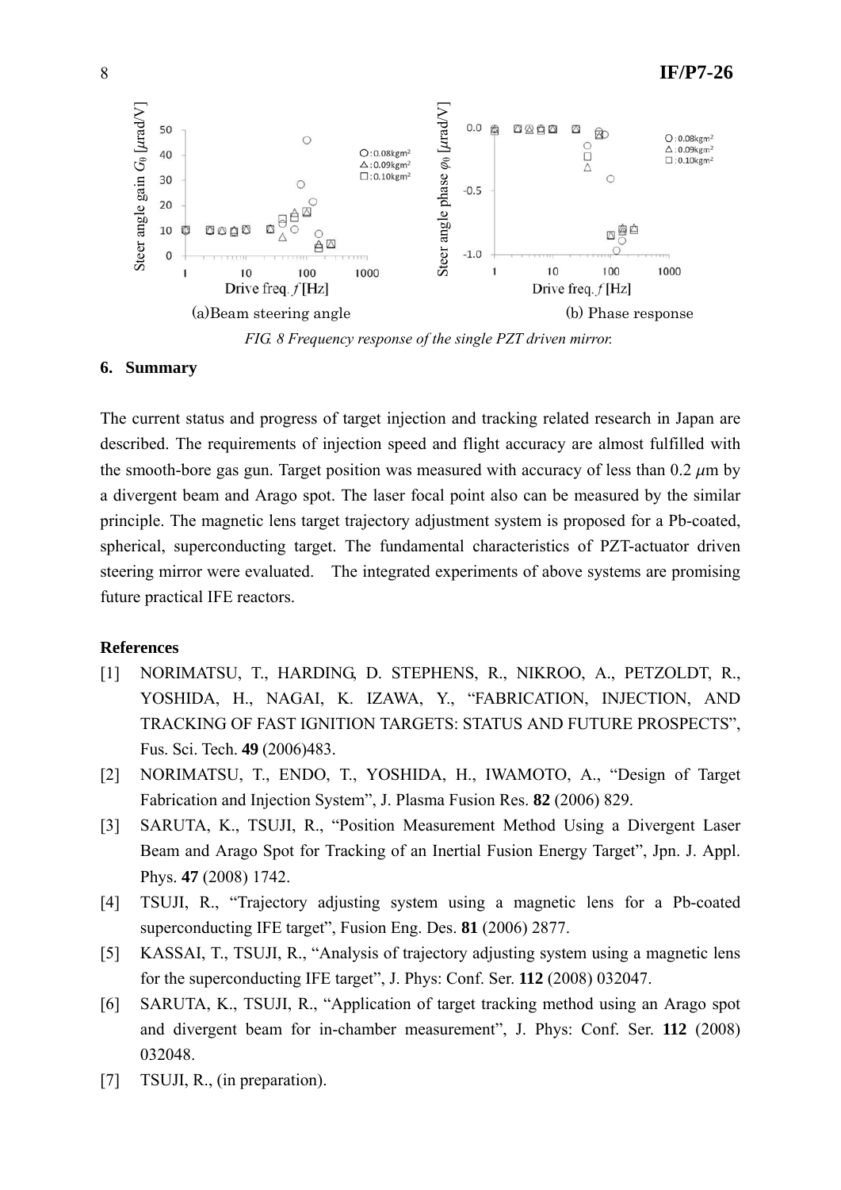Steer angle gain $G_0$ [$\mu$rad/V]

50
40
30
20
10
0

1
10
100
1000

Drive freq. $f$ [Hz]

○: 0.08kgm²
△: 0.09kgm²
□: 0.10kgm²

(a)Beam steering angle

Steer angle phase $\varphi_0$ [$\mu$rad/V]

0.0
-0.5
-1.0

1
10
100
1000

Drive freq. $f$ [Hz]

○: 0.08kgm²
△: 0.09kgm²
□: 0.10kgm²

(b) Phase response

*FIG. 8 Frequency response of the single PZT driven mirror.*

## 6. Summary

The current status and progress of target injection and tracking related research in Japan are described. The requirements of injection speed and flight accuracy are almost fulfilled with the smooth-bore gas gun. Target position was measured with accuracy of less than 0.2 $\mu$m by a divergent beam and Arago spot. The laser focal point also can be measured by the similar principle. The magnetic lens target trajectory adjustment system is proposed for a Pb-coated, spherical, superconducting target. The fundamental characteristics of PZT-actuator driven steering mirror were evaluated. The integrated experiments of above systems are promising future practical IFE reactors.

**References**

[1] NORIMATSU, T., HARDING, D. STEPHENS, R., NIKROO, A., PETZOLDT, R., YOSHIDA, H., NAGAI, K. IZAWA, Y., "FABRICATION, INJECTION, AND TRACKING OF FAST IGNITION TARGETS: STATUS AND FUTURE PROSPECTS", Fus. Sci. Tech. **49** (2006)483.

[2] NORIMATSU, T., ENDO, T., YOSHIDA, H., IWAMOTO, A., "Design of Target Fabrication and Injection System", J. Plasma Fusion Res. **82** (2006) 829.

[3] SARUTA, K., TSUJI, R., "Position Measurement Method Using a Divergent Laser Beam and Arago Spot for Tracking of an Inertial Fusion Energy Target", Jpn. J. Appl. Phys. **47** (2008) 1742.

[4] TSUJI, R., "Trajectory adjusting system using a magnetic lens for a Pb-coated superconducting IFE target", Fusion Eng. Des. **81** (2006) 2877.

[5] KASSAI, T., TSUJI, R., "Analysis of trajectory adjusting system using a magnetic lens for the superconducting IFE target", J. Phys: Conf. Ser. **112** (2008) 032047.

[6] SARUTA, K., TSUJI, R., "Application of target tracking method using an Arago spot and divergent beam for in-chamber measurement", J. Phys: Conf. Ser. **112** (2008) 032048.

[7] TSUJI, R., (in preparation).